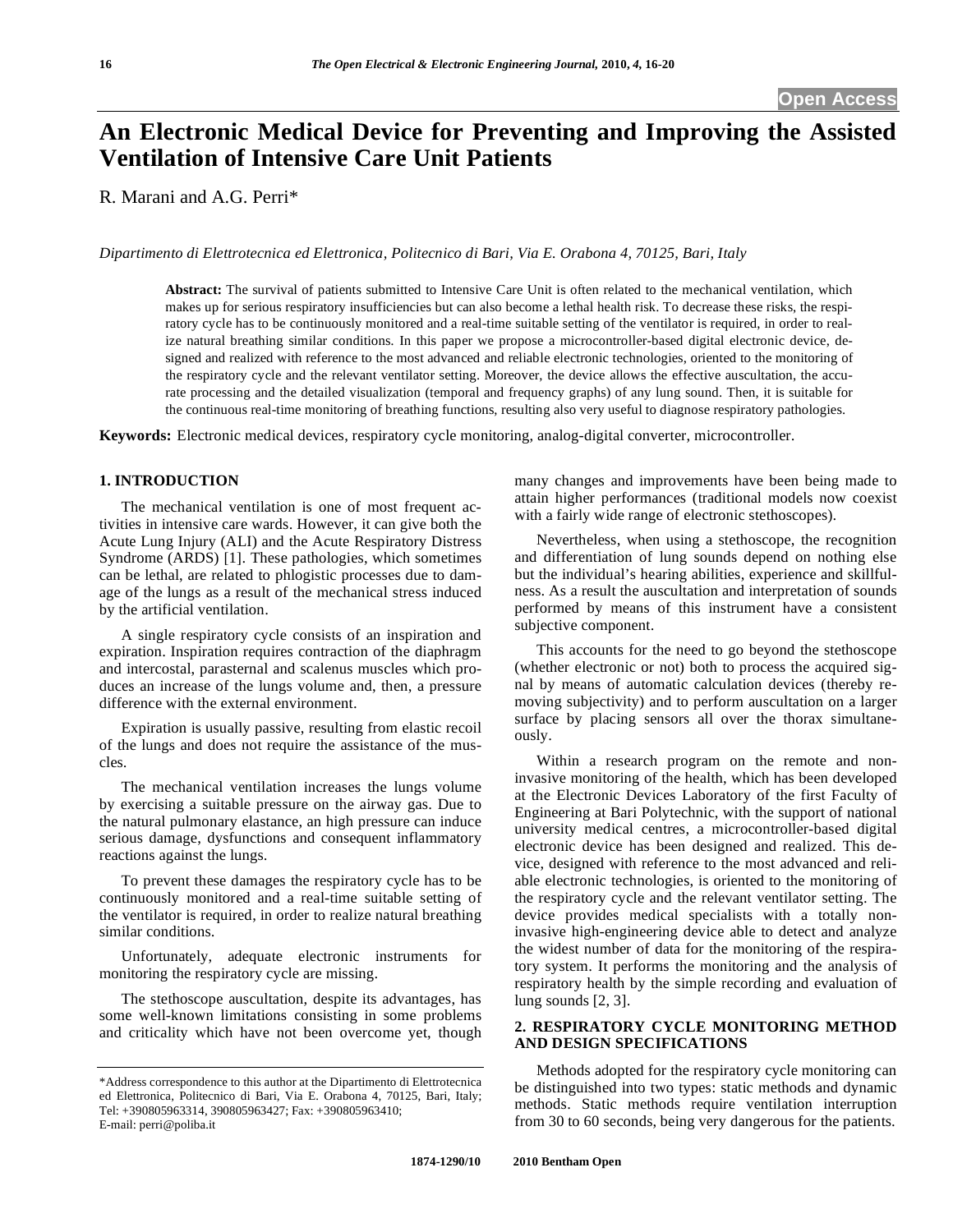# An Electronic Medical Device for Preventing and Improving the Assisted Ventilation of Intensive Care Unit Patients

R. Marani and A.G. Perri*

*Dipartimento di Elettrotecnica ed Elettronica, Politecnico di Bari, Via E. Orabona 4, 70125, Bari, Italy*

**Abstract:** The survival of patients submitted to Intensive Care Unit is often related to the mechanical ventilation, which makes up for serious respiratory insufficiencies but can also become a lethal health risk. To decrease these risks, the respiratory cycle has to be continuously monitored and a real-time suitable setting of the ventilator is required, in order to realize natural breathing similar conditions. In this paper we propose a microcontroller-based digital electronic device, designed and realized with reference to the most advanced and reliable electronic technologies, oriented to the monitoring of the respiratory cycle and the relevant ventilator setting. Moreover, the device allows the effective auscultation, the accurate processing and the detailed visualization (temporal and frequency graphs) of any lung sound. Then, it is suitable for the continuous real-time monitoring of breathing functions, resulting also very useful to diagnose respiratory pathologies.

**Keywords:** Electronic medical devices, respiratory cycle monitoring, analog-digital converter, microcontroller.

## 1. INTRODUCTION

The mechanical ventilation is one of most frequent activities in intensive care wards. However, it can give both the Acute Lung Injury (ALI) and the Acute Respiratory Distress Syndrome (ARDS) [1]. These pathologies, which sometimes can be lethal, are related to phlogistic processes due to damage of the lungs as a result of the mechanical stress induced by the artificial ventilation.

A single respiratory cycle consists of an inspiration and expiration. Inspiration requires contraction of the diaphragm and intercostal, parasternal and scalenus muscles which produces an increase of the lungs volume and, then, a pressure difference with the external environment.

Expiration is usually passive, resulting from elastic recoil of the lungs and does not require the assistance of the muscles.

The mechanical ventilation increases the lungs volume by exercising a suitable pressure on the airway gas. Due to the natural pulmonary elastance, an high pressure can induce serious damage, dysfunctions and consequent inflammatory reactions against the lungs.

To prevent these damages the respiratory cycle has to be continuously monitored and a real-time suitable setting of the ventilator is required, in order to realize natural breathing similar conditions.

Unfortunately, adequate electronic instruments for monitoring the respiratory cycle are missing.

The stethoscope auscultation, despite its advantages, has some well-known limitations consisting in some problems and criticality which have not been overcome yet, though many changes and improvements have been being made to attain higher performances (traditional models now coexist with a fairly wide range of electronic stethoscopes).

Nevertheless, when using a stethoscope, the recognition and differentiation of lung sounds depend on nothing else but the individual's hearing abilities, experience and skillfulness. As a result the auscultation and interpretation of sounds performed by means of this instrument have a consistent subjective component.

This accounts for the need to go beyond the stethoscope (whether electronic or not) both to process the acquired signal by means of automatic calculation devices (thereby removing subjectivity) and to perform auscultation on a larger surface by placing sensors all over the thorax simultaneously.

Within a research program on the remote and non-invasive monitoring of the health, which has been developed at the Electronic Devices Laboratory of the first Faculty of Engineering at Bari Polytechnic, with the support of national university medical centres, a microcontroller-based digital electronic device has been designed and realized. This device, designed with reference to the most advanced and reliable electronic technologies, is oriented to the monitoring of the respiratory cycle and the relevant ventilator setting. The device provides medical specialists with a totally non-invasive high-engineering device able to detect and analyze the widest number of data for the monitoring of the respiratory system. It performs the monitoring and the analysis of respiratory health by the simple recording and evaluation of lung sounds [2, 3].

## 2. RESPIRATORY CYCLE MONITORING METHOD AND DESIGN SPECIFICATIONS

Methods adopted for the respiratory cycle monitoring can be distinguished into two types: static methods and dynamic methods. Static methods require ventilation interruption from 30 to 60 seconds, being very dangerous for the patients.

*Address correspondence to this author at the Dipartimento di Elettrotecnica ed Elettronica, Politecnico di Bari, Via E. Orabona 4, 70125, Bari, Italy; Tel: +390805963314, 390805963427; Fax: +390805963410; E-mail: perri@poliba.it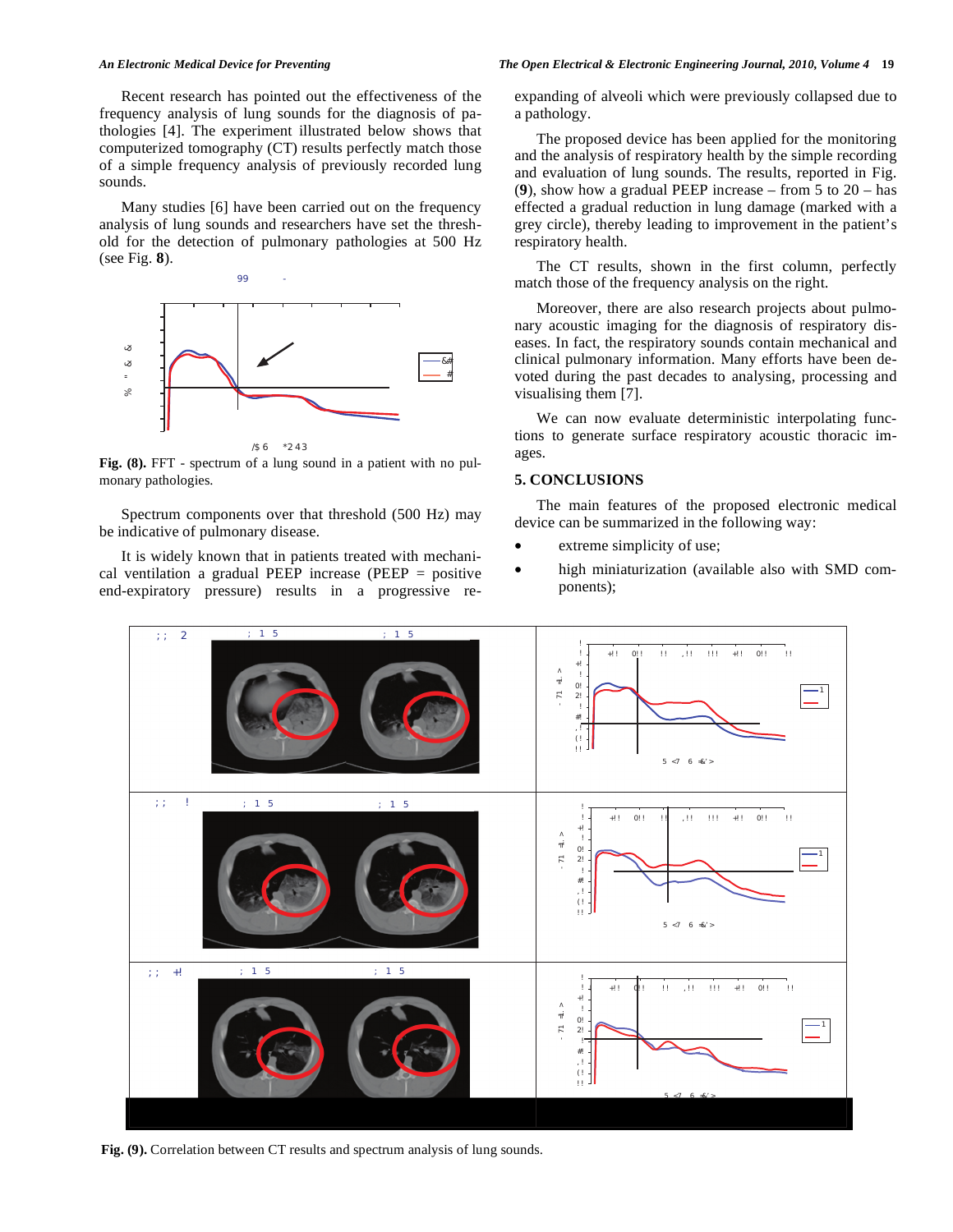Recent research has pointed out the effectiveness of the frequency analysis of lung sounds for the diagnosis of pathologies [4]. The experiment illustrated below shows that computerized tomography (CT) results perfectly match those of a simple frequency analysis of previously recorded lung sounds.

Many studies [6] have been carried out on the frequency analysis of lung sounds and researchers have set the threshold for the detection of pulmonary pathologies at 500 Hz (see Fig. **8**).

**Fig. (8).** FFT - spectrum of a lung sound in a patient with no pulmonary pathologies.

Spectrum components over that threshold (500 Hz) may be indicative of pulmonary disease.

It is widely known that in patients treated with mechanical ventilation a gradual PEEP increase (PEEP = positive end-expiratory pressure) results in a progressive re-expanding of alveoli which were previously collapsed due to a pathology.

The proposed device has been applied for the monitoring and the analysis of respiratory health by the simple recording and evaluation of lung sounds. The results, reported in Fig. (**9**), show how a gradual PEEP increase – from 5 to 20 – has effected a gradual reduction in lung damage (marked with a grey circle), thereby leading to improvement in the patient's respiratory health.

The CT results, shown in the first column, perfectly match those of the frequency analysis on the right.

Moreover, there are also research projects about pulmonary acoustic imaging for the diagnosis of respiratory diseases. In fact, the respiratory sounds contain mechanical and clinical pulmonary information. Many efforts have been devoted during the past decades to analysing, processing and visualising them [7].

We can now evaluate deterministic interpolating functions to generate surface respiratory acoustic thoracic images.

## 5. CONCLUSIONS

The main features of the proposed electronic medical device can be summarized in the following way:

- extreme simplicity of use;
- high miniaturization (available also with SMD components);

**Fig. (9).** Correlation between CT results and spectrum analysis of lung sounds.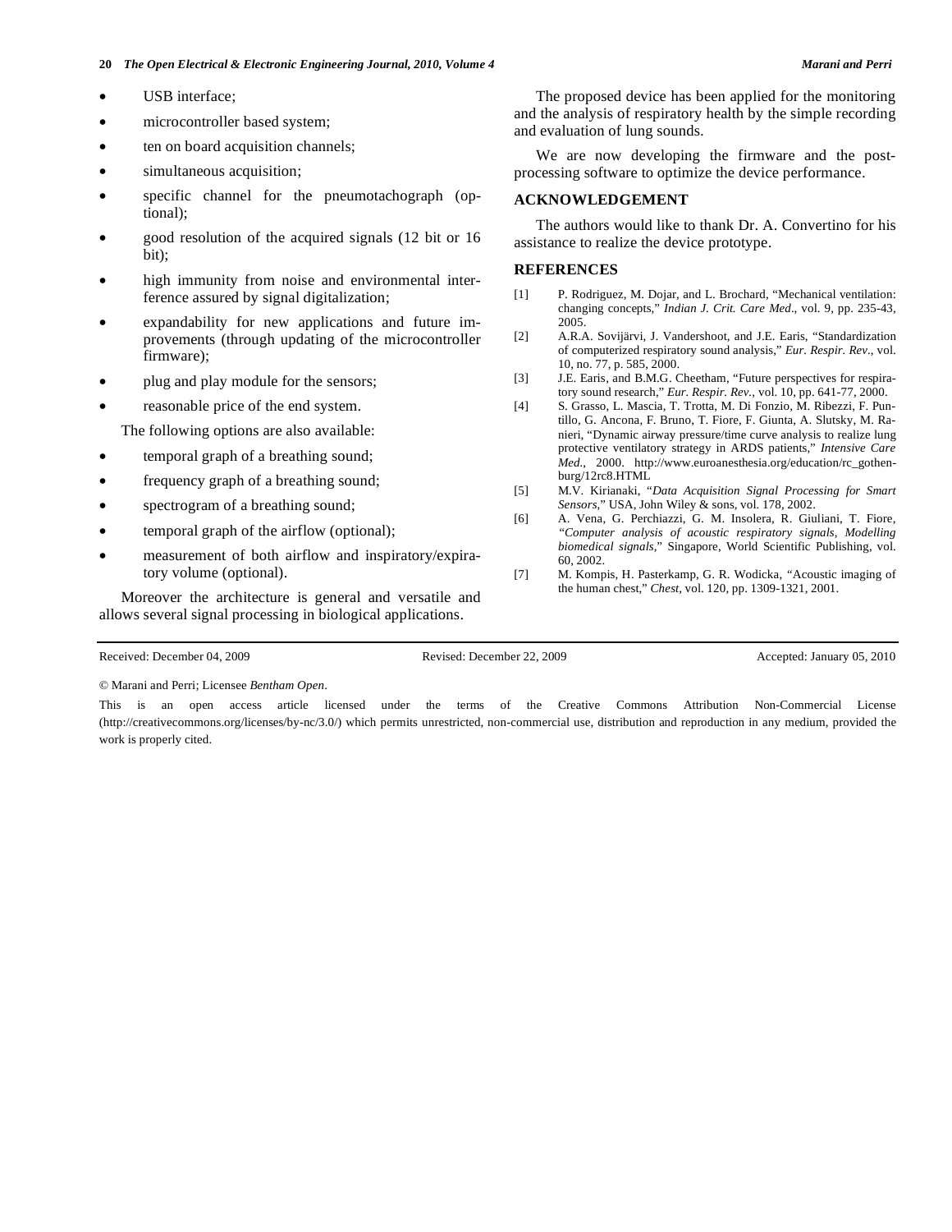- USB interface;
- microcontroller based system;
- ten on board acquisition channels;
- simultaneous acquisition;
- specific channel for the pneumotachograph (optional);
- good resolution of the acquired signals (12 bit or 16 bit);
- high immunity from noise and environmental interference assured by signal digitalization;
- expandability for new applications and future improvements (through updating of the microcontroller firmware);
- plug and play module for the sensors;
- reasonable price of the end system.

The following options are also available:

- temporal graph of a breathing sound;
- frequency graph of a breathing sound;
- spectrogram of a breathing sound;
- temporal graph of the airflow (optional);
- measurement of both airflow and inspiratory/expiratory volume (optional).

Moreover the architecture is general and versatile and allows several signal processing in biological applications.

The proposed device has been applied for the monitoring and the analysis of respiratory health by the simple recording and evaluation of lung sounds.

We are now developing the firmware and the post-processing software to optimize the device performance.

## ACKNOWLEDGEMENT

The authors would like to thank Dr. A. Convertino for his assistance to realize the device prototype.

## REFERENCES

[1] P. Rodriguez, M. Dojar, and L. Brochard, "Mechanical ventilation: changing concepts," *Indian J. Crit. Care Med*., vol. 9, pp. 235-43, 2005.

[2] A.R.A. Sovijärvi, J. Vandershoot, and J.E. Earis, "Standardization of computerized respiratory sound analysis," *Eur. Respir. Rev*., vol. 10, no. 77, p. 585, 2000.

[3] J.E. Earis, and B.M.G. Cheetham, "Future perspectives for respiratory sound research," *Eur. Respir. Rev.*, vol. 10, pp. 641-77, 2000.

[4] S. Grasso, L. Mascia, T. Trotta, M. Di Fonzio, M. Ribezzi, F. Puntillo, G. Ancona, F. Bruno, T. Fiore, F. Giunta, A. Slutsky, M. Ranieri, "Dynamic airway pressure/time curve analysis to realize lung protective ventilatory strategy in ARDS patients," *Intensive Care Med.*, 2000. http://www.euroanesthesia.org/education/rc_gothenburg/12rc8.HTML

[5] M.V. Kirianaki, "*Data Acquisition Signal Processing for Smart Sensors*," USA, John Wiley & sons, vol. 178, 2002.

[6] A. Vena, G. Perchiazzi, G. M. Insolera, R. Giuliani, T. Fiore, "*Computer analysis of acoustic respiratory signals, Modelling biomedical signals*," Singapore, World Scientific Publishing, vol. 60, 2002.

[7] M. Kompis, H. Pasterkamp, G. R. Wodicka, "Acoustic imaging of the human chest," *Chest*, vol. 120, pp. 1309-1321, 2001.

Received: December 04, 2009 Revised: December 22, 2009 Accepted: January 05, 2010

© Marani and Perri; Licensee *Bentham Open*.

This is an open access article licensed under the terms of the Creative Commons Attribution Non-Commercial License (http://creativecommons.org/licenses/by-nc/3.0/) which permits unrestricted, non-commercial use, distribution and reproduction in any medium, provided the work is properly cited.